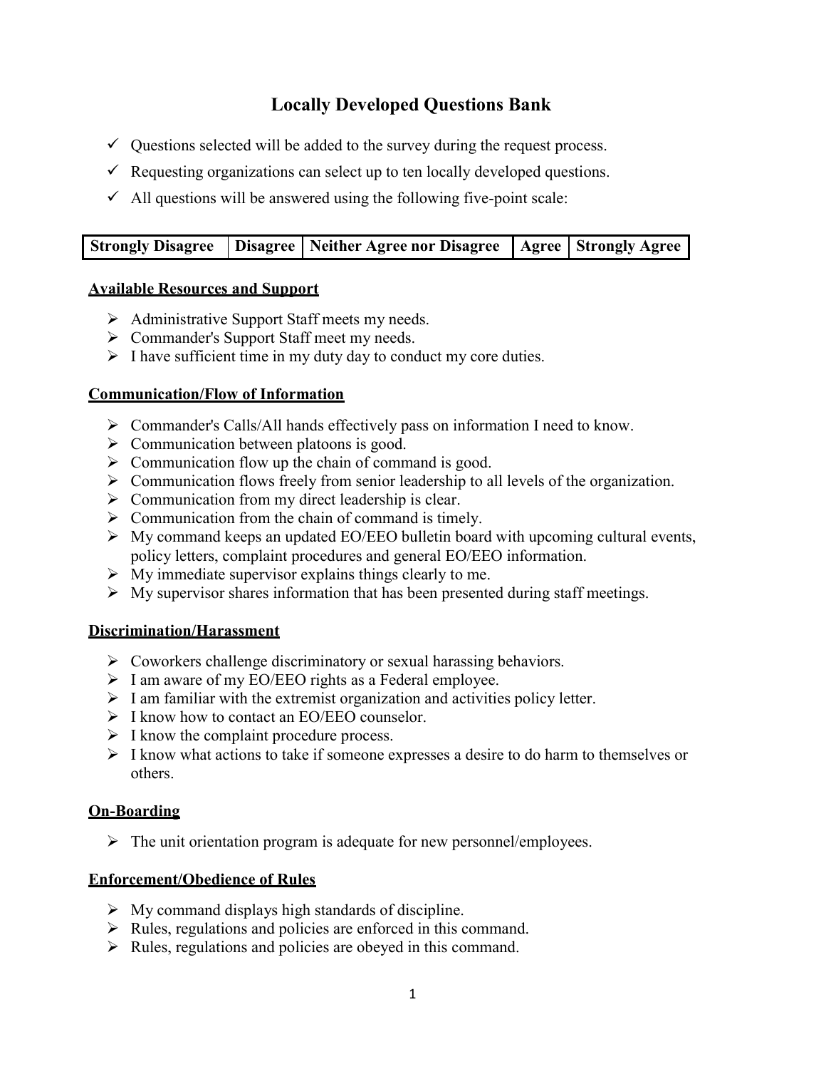# Locally Developed Questions Bank

- ✓ Questions selected will be added to the survey during the request process.
- ✓ Requesting organizations can select up to ten locally developed questions.
- ✓ All questions will be answered using the following five-point scale:

| Strongly Disagree | Disagree | Neither Agree nor Disagree | Agree | Strongly Agree |
|---|---|---|---|---|

## Available Resources and Support

- Administrative Support Staff meets my needs.
- Commander's Support Staff meet my needs.
- I have sufficient time in my duty day to conduct my core duties.

## Communication/Flow of Information

- Commander's Calls/All hands effectively pass on information I need to know.
- Communication between platoons is good.
- Communication flow up the chain of command is good.
- Communication flows freely from senior leadership to all levels of the organization.
- Communication from my direct leadership is clear.
- Communication from the chain of command is timely.
- My command keeps an updated EO/EEO bulletin board with upcoming cultural events, policy letters, complaint procedures and general EO/EEO information.
- My immediate supervisor explains things clearly to me.
- My supervisor shares information that has been presented during staff meetings.

## Discrimination/Harassment

- Coworkers challenge discriminatory or sexual harassing behaviors.
- I am aware of my EO/EEO rights as a Federal employee.
- I am familiar with the extremist organization and activities policy letter.
- I know how to contact an EO/EEO counselor.
- I know the complaint procedure process.
- I know what actions to take if someone expresses a desire to do harm to themselves or others.

## On-Boarding

- The unit orientation program is adequate for new personnel/employees.

## Enforcement/Obedience of Rules

- My command displays high standards of discipline.
- Rules, regulations and policies are enforced in this command.
- Rules, regulations and policies are obeyed in this command.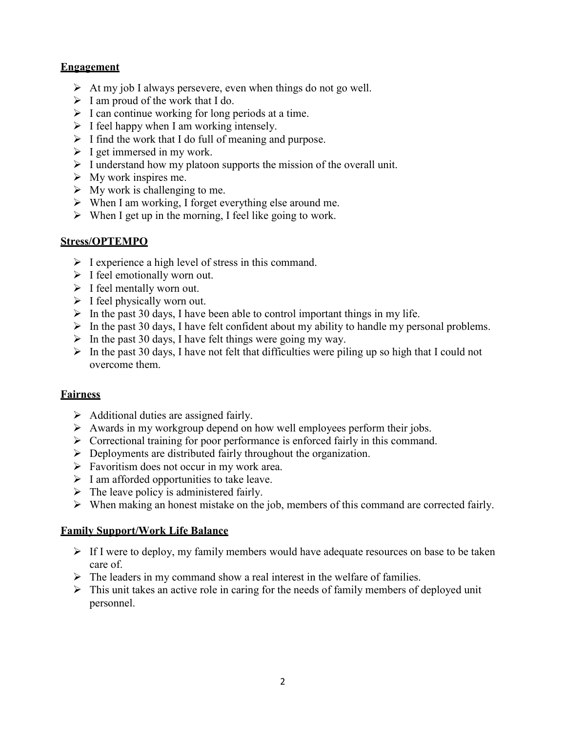**Engagement**

- At my job I always persevere, even when things do not go well.
- I am proud of the work that I do.
- I can continue working for long periods at a time.
- I feel happy when I am working intensely.
- I find the work that I do full of meaning and purpose.
- I get immersed in my work.
- I understand how my platoon supports the mission of the overall unit.
- My work inspires me.
- My work is challenging to me.
- When I am working, I forget everything else around me.
- When I get up in the morning, I feel like going to work.

**Stress/OPTEMPO**

- I experience a high level of stress in this command.
- I feel emotionally worn out.
- I feel mentally worn out.
- I feel physically worn out.
- In the past 30 days, I have been able to control important things in my life.
- In the past 30 days, I have felt confident about my ability to handle my personal problems.
- In the past 30 days, I have felt things were going my way.
- In the past 30 days, I have not felt that difficulties were piling up so high that I could not overcome them.

**Fairness**

- Additional duties are assigned fairly.
- Awards in my workgroup depend on how well employees perform their jobs.
- Correctional training for poor performance is enforced fairly in this command.
- Deployments are distributed fairly throughout the organization.
- Favoritism does not occur in my work area.
- I am afforded opportunities to take leave.
- The leave policy is administered fairly.
- When making an honest mistake on the job, members of this command are corrected fairly.

**Family Support/Work Life Balance**

- If I were to deploy, my family members would have adequate resources on base to be taken care of.
- The leaders in my command show a real interest in the welfare of families.
- This unit takes an active role in caring for the needs of family members of deployed unit personnel.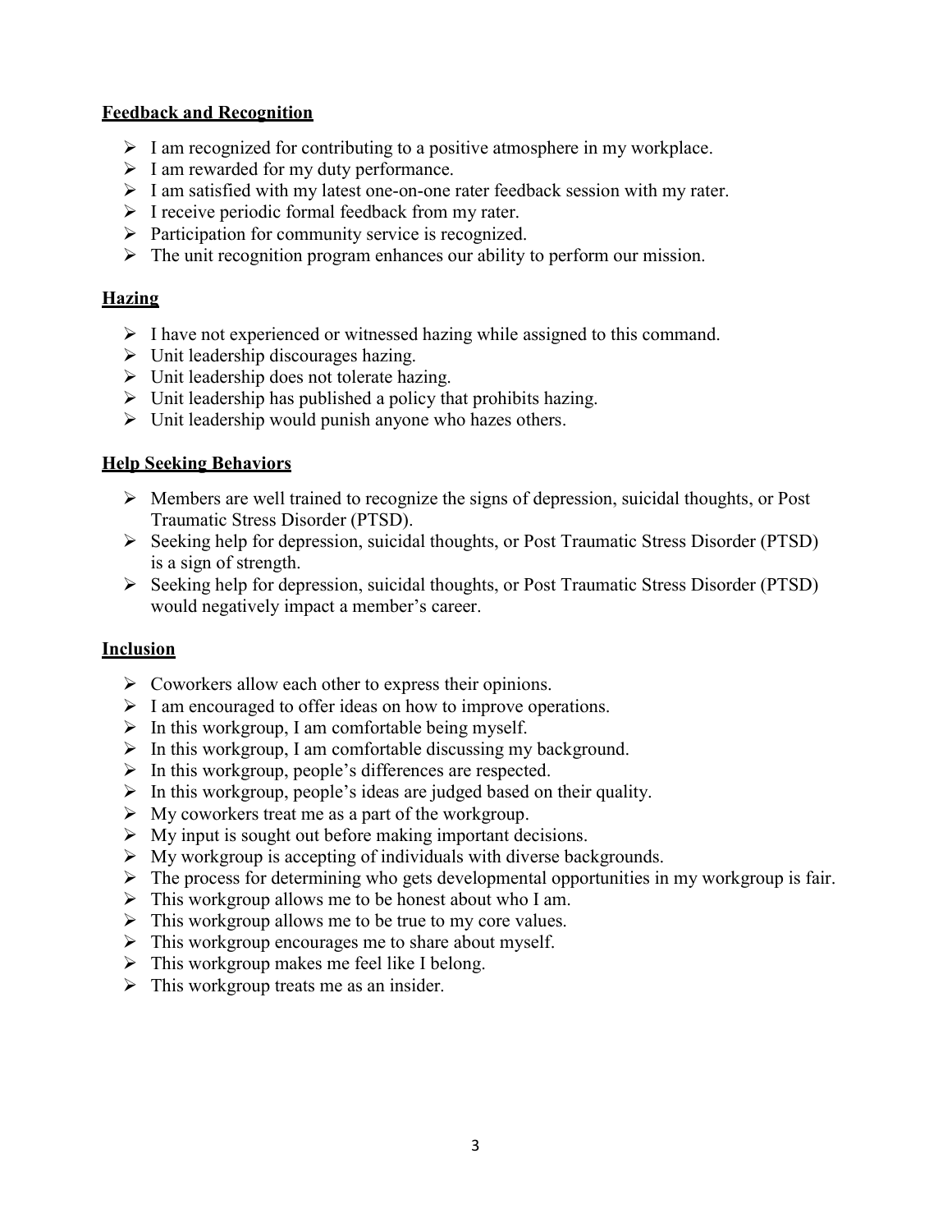**Feedback and Recognition**

- I am recognized for contributing to a positive atmosphere in my workplace.
- I am rewarded for my duty performance.
- I am satisfied with my latest one-on-one rater feedback session with my rater.
- I receive periodic formal feedback from my rater.
- Participation for community service is recognized.
- The unit recognition program enhances our ability to perform our mission.

**Hazing**

- I have not experienced or witnessed hazing while assigned to this command.
- Unit leadership discourages hazing.
- Unit leadership does not tolerate hazing.
- Unit leadership has published a policy that prohibits hazing.
- Unit leadership would punish anyone who hazes others.

**Help Seeking Behaviors**

- Members are well trained to recognize the signs of depression, suicidal thoughts, or Post Traumatic Stress Disorder (PTSD).
- Seeking help for depression, suicidal thoughts, or Post Traumatic Stress Disorder (PTSD) is a sign of strength.
- Seeking help for depression, suicidal thoughts, or Post Traumatic Stress Disorder (PTSD) would negatively impact a member's career.

**Inclusion**

- Coworkers allow each other to express their opinions.
- I am encouraged to offer ideas on how to improve operations.
- In this workgroup, I am comfortable being myself.
- In this workgroup, I am comfortable discussing my background.
- In this workgroup, people's differences are respected.
- In this workgroup, people's ideas are judged based on their quality.
- My coworkers treat me as a part of the workgroup.
- My input is sought out before making important decisions.
- My workgroup is accepting of individuals with diverse backgrounds.
- The process for determining who gets developmental opportunities in my workgroup is fair.
- This workgroup allows me to be honest about who I am.
- This workgroup allows me to be true to my core values.
- This workgroup encourages me to share about myself.
- This workgroup makes me feel like I belong.
- This workgroup treats me as an insider.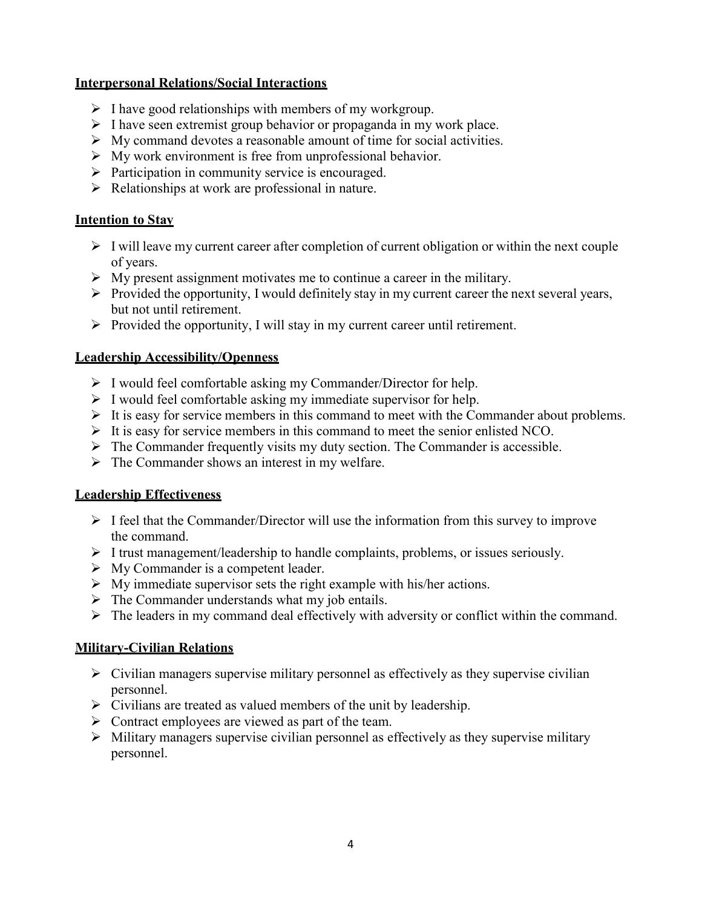**Interpersonal Relations/Social Interactions**

- I have good relationships with members of my workgroup.
- I have seen extremist group behavior or propaganda in my work place.
- My command devotes a reasonable amount of time for social activities.
- My work environment is free from unprofessional behavior.
- Participation in community service is encouraged.
- Relationships at work are professional in nature.

**Intention to Stay**

- I will leave my current career after completion of current obligation or within the next couple of years.
- My present assignment motivates me to continue a career in the military.
- Provided the opportunity, I would definitely stay in my current career the next several years, but not until retirement.
- Provided the opportunity, I will stay in my current career until retirement.

**Leadership Accessibility/Openness**

- I would feel comfortable asking my Commander/Director for help.
- I would feel comfortable asking my immediate supervisor for help.
- It is easy for service members in this command to meet with the Commander about problems.
- It is easy for service members in this command to meet the senior enlisted NCO.
- The Commander frequently visits my duty section. The Commander is accessible.
- The Commander shows an interest in my welfare.

**Leadership Effectiveness**

- I feel that the Commander/Director will use the information from this survey to improve the command.
- I trust management/leadership to handle complaints, problems, or issues seriously.
- My Commander is a competent leader.
- My immediate supervisor sets the right example with his/her actions.
- The Commander understands what my job entails.
- The leaders in my command deal effectively with adversity or conflict within the command.

**Military-Civilian Relations**

- Civilian managers supervise military personnel as effectively as they supervise civilian personnel.
- Civilians are treated as valued members of the unit by leadership.
- Contract employees are viewed as part of the team.
- Military managers supervise civilian personnel as effectively as they supervise military personnel.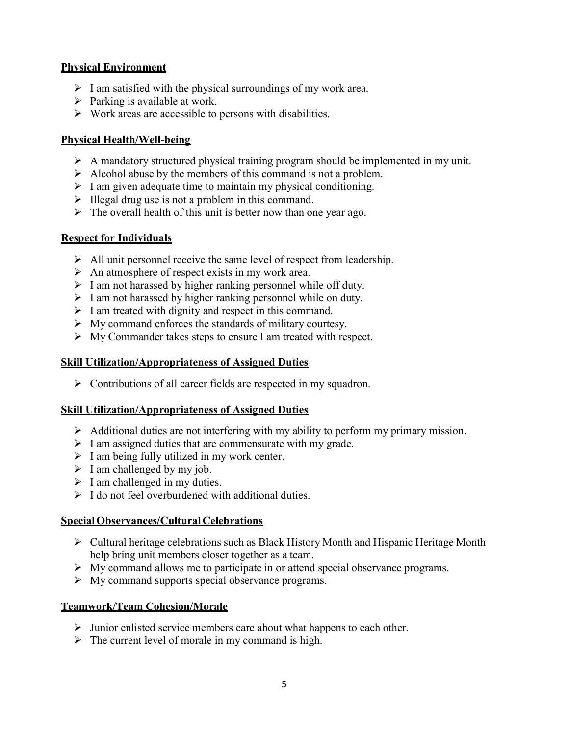**Physical Environment**

- I am satisfied with the physical surroundings of my work area.
- Parking is available at work.
- Work areas are accessible to persons with disabilities.

**Physical Health/Well-being**

- A mandatory structured physical training program should be implemented in my unit.
- Alcohol abuse by the members of this command is not a problem.
- I am given adequate time to maintain my physical conditioning.
- Illegal drug use is not a problem in this command.
- The overall health of this unit is better now than one year ago.

**Respect for Individuals**

- All unit personnel receive the same level of respect from leadership.
- An atmosphere of respect exists in my work area.
- I am not harassed by higher ranking personnel while off duty.
- I am not harassed by higher ranking personnel while on duty.
- I am treated with dignity and respect in this command.
- My command enforces the standards of military courtesy.
- My Commander takes steps to ensure I am treated with respect.

**Skill Utilization/Appropriateness of Assigned Duties**

- Contributions of all career fields are respected in my squadron.

**Skill Utilization/Appropriateness of Assigned Duties**

- Additional duties are not interfering with my ability to perform my primary mission.
- I am assigned duties that are commensurate with my grade.
- I am being fully utilized in my work center.
- I am challenged by my job.
- I am challenged in my duties.
- I do not feel overburdened with additional duties.

**Special Observances/Cultural Celebrations**

- Cultural heritage celebrations such as Black History Month and Hispanic Heritage Month help bring unit members closer together as a team.
- My command allows me to participate in or attend special observance programs.
- My command supports special observance programs.

**Teamwork/Team Cohesion/Morale**

- Junior enlisted service members care about what happens to each other.
- The current level of morale in my command is high.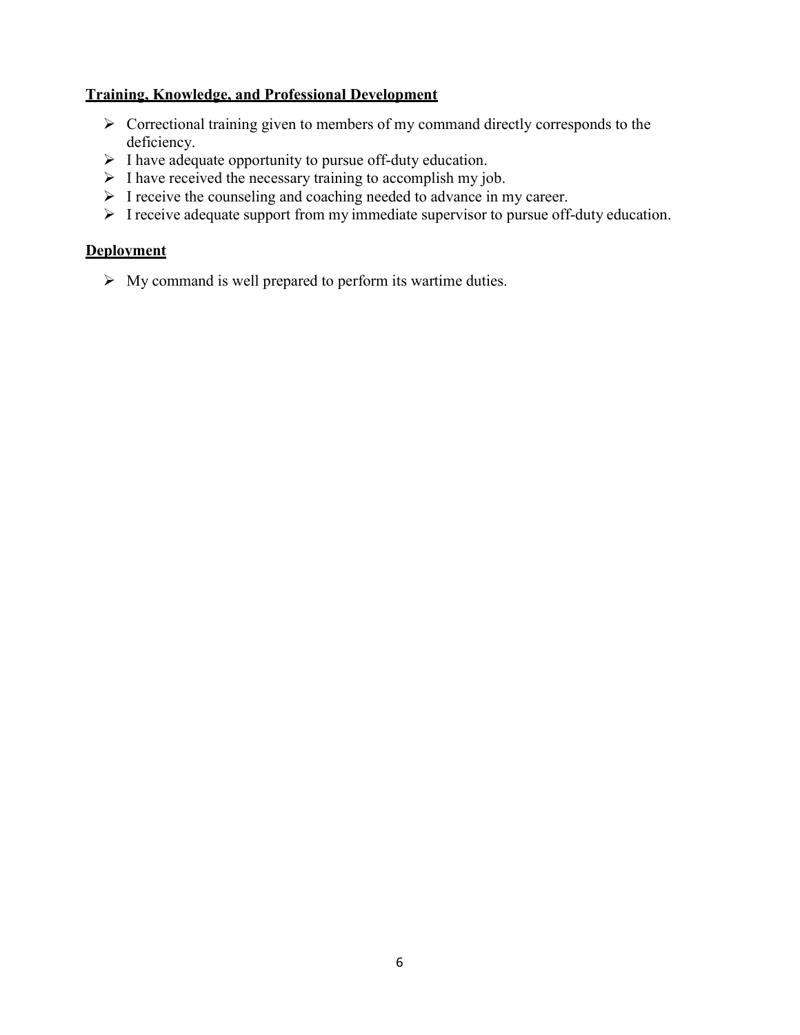**Training, Knowledge, and Professional Development**

- Correctional training given to members of my command directly corresponds to the deficiency.
- I have adequate opportunity to pursue off-duty education.
- I have received the necessary training to accomplish my job.
- I receive the counseling and coaching needed to advance in my career.
- I receive adequate support from my immediate supervisor to pursue off-duty education.

**Deployment**

- My command is well prepared to perform its wartime duties.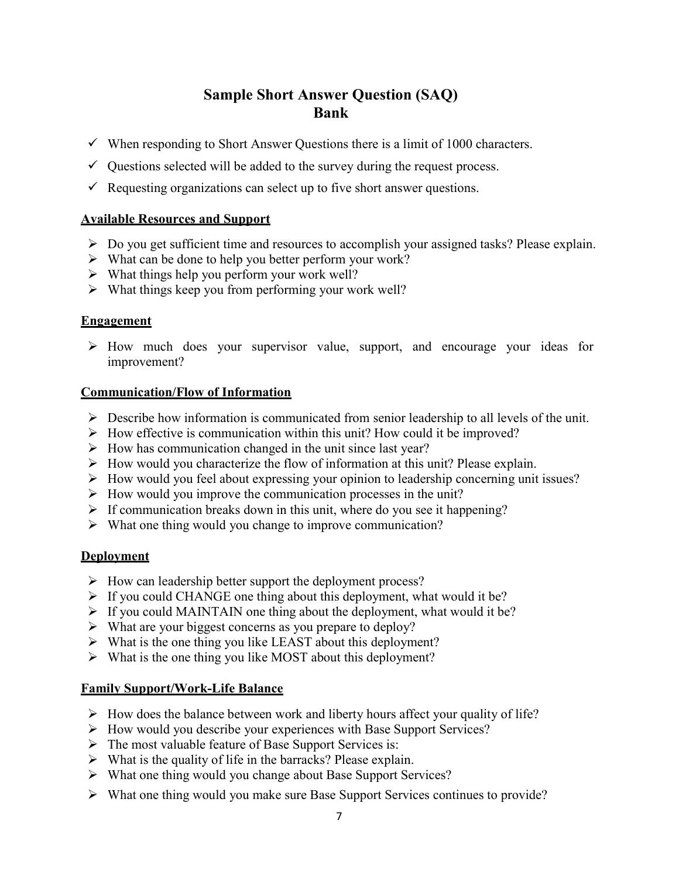# Sample Short Answer Question (SAQ) Bank

- ✓ When responding to Short Answer Questions there is a limit of 1000 characters.
- ✓ Questions selected will be added to the survey during the request process.
- ✓ Requesting organizations can select up to five short answer questions.

**Available Resources and Support**

- Do you get sufficient time and resources to accomplish your assigned tasks? Please explain.
- What can be done to help you better perform your work?
- What things help you perform your work well?
- What things keep you from performing your work well?

**Engagement**

- How much does your supervisor value, support, and encourage your ideas for improvement?

**Communication/Flow of Information**

- Describe how information is communicated from senior leadership to all levels of the unit.
- How effective is communication within this unit? How could it be improved?
- How has communication changed in the unit since last year?
- How would you characterize the flow of information at this unit? Please explain.
- How would you feel about expressing your opinion to leadership concerning unit issues?
- How would you improve the communication processes in the unit?
- If communication breaks down in this unit, where do you see it happening?
- What one thing would you change to improve communication?

**Deployment**

- How can leadership better support the deployment process?
- If you could CHANGE one thing about this deployment, what would it be?
- If you could MAINTAIN one thing about the deployment, what would it be?
- What are your biggest concerns as you prepare to deploy?
- What is the one thing you like LEAST about this deployment?
- What is the one thing you like MOST about this deployment?

**Family Support/Work-Life Balance**

- How does the balance between work and liberty hours affect your quality of life?
- How would you describe your experiences with Base Support Services?
- The most valuable feature of Base Support Services is:
- What is the quality of life in the barracks? Please explain.
- What one thing would you change about Base Support Services?
- What one thing would you make sure Base Support Services continues to provide?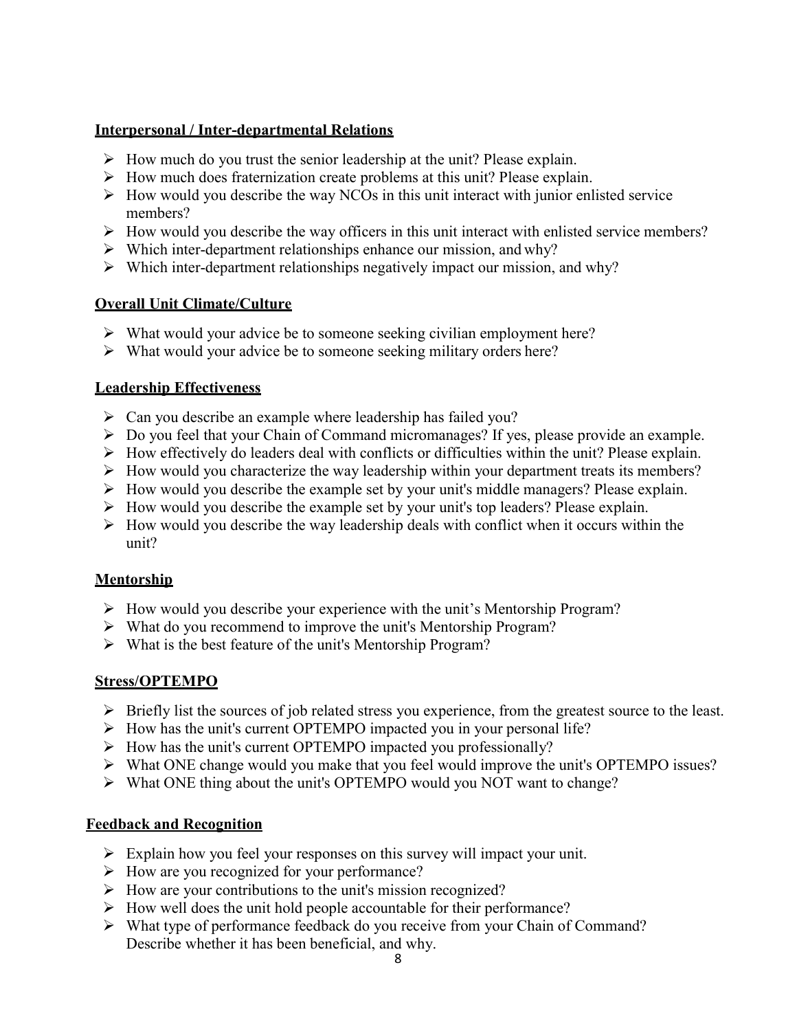**Interpersonal / Inter-departmental Relations**

- How much do you trust the senior leadership at the unit? Please explain.
- How much does fraternization create problems at this unit? Please explain.
- How would you describe the way NCOs in this unit interact with junior enlisted service members?
- How would you describe the way officers in this unit interact with enlisted service members?
- Which inter-department relationships enhance our mission, and why?
- Which inter-department relationships negatively impact our mission, and why?

**Overall Unit Climate/Culture**

- What would your advice be to someone seeking civilian employment here?
- What would your advice be to someone seeking military orders here?

**Leadership Effectiveness**

- Can you describe an example where leadership has failed you?
- Do you feel that your Chain of Command micromanages? If yes, please provide an example.
- How effectively do leaders deal with conflicts or difficulties within the unit? Please explain.
- How would you characterize the way leadership within your department treats its members?
- How would you describe the example set by your unit's middle managers? Please explain.
- How would you describe the example set by your unit's top leaders? Please explain.
- How would you describe the way leadership deals with conflict when it occurs within the unit?

**Mentorship**

- How would you describe your experience with the unit's Mentorship Program?
- What do you recommend to improve the unit's Mentorship Program?
- What is the best feature of the unit's Mentorship Program?

**Stress/OPTEMPO**

- Briefly list the sources of job related stress you experience, from the greatest source to the least.
- How has the unit's current OPTEMPO impacted you in your personal life?
- How has the unit's current OPTEMPO impacted you professionally?
- What ONE change would you make that you feel would improve the unit's OPTEMPO issues?
- What ONE thing about the unit's OPTEMPO would you NOT want to change?

**Feedback and Recognition**

- Explain how you feel your responses on this survey will impact your unit.
- How are you recognized for your performance?
- How are your contributions to the unit's mission recognized?
- How well does the unit hold people accountable for their performance?
- What type of performance feedback do you receive from your Chain of Command? Describe whether it has been beneficial, and why.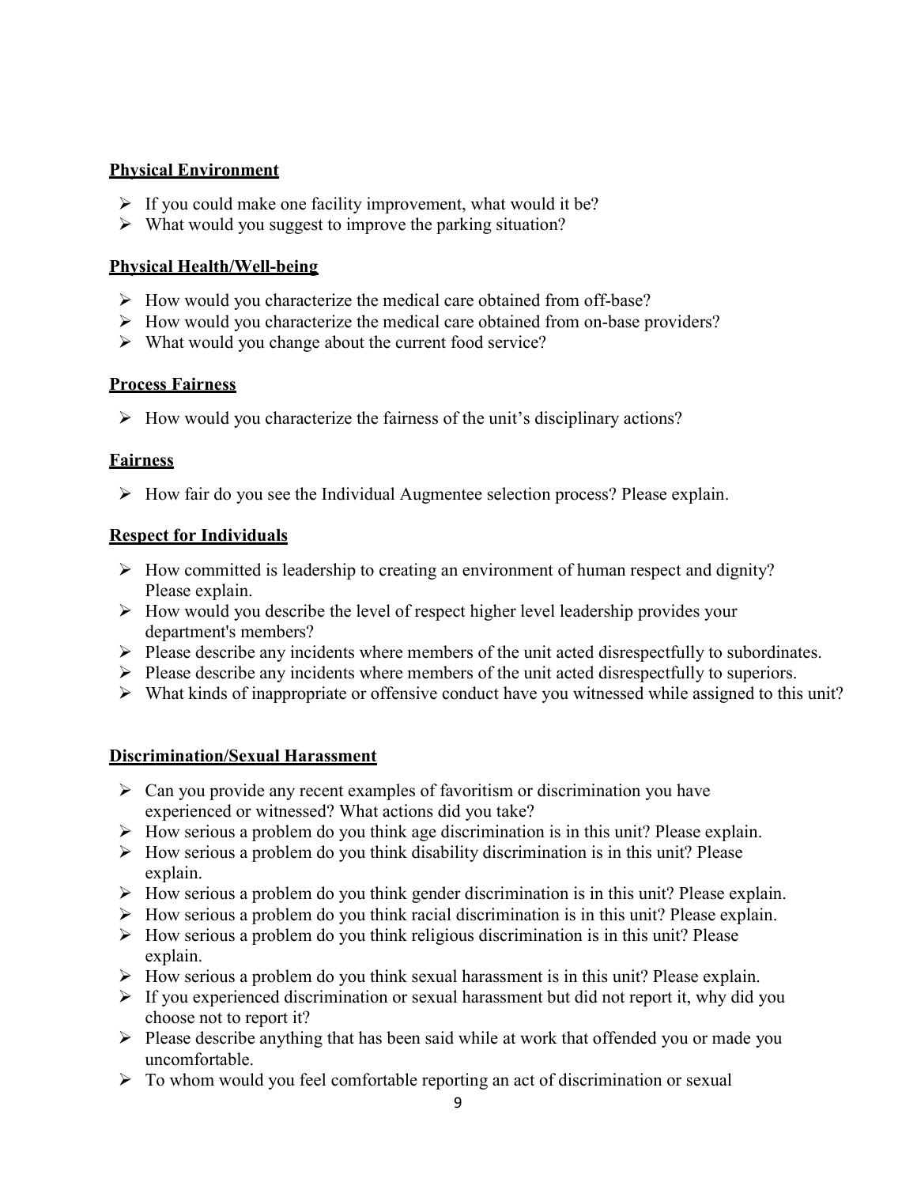**Physical Environment**

- If you could make one facility improvement, what would it be?
- What would you suggest to improve the parking situation?

**Physical Health/Well-being**

- How would you characterize the medical care obtained from off-base?
- How would you characterize the medical care obtained from on-base providers?
- What would you change about the current food service?

**Process Fairness**

- How would you characterize the fairness of the unit's disciplinary actions?

**Fairness**

- How fair do you see the Individual Augmentee selection process? Please explain.

**Respect for Individuals**

- How committed is leadership to creating an environment of human respect and dignity? Please explain.
- How would you describe the level of respect higher level leadership provides your department's members?
- Please describe any incidents where members of the unit acted disrespectfully to subordinates.
- Please describe any incidents where members of the unit acted disrespectfully to superiors.
- What kinds of inappropriate or offensive conduct have you witnessed while assigned to this unit?

**Discrimination/Sexual Harassment**

- Can you provide any recent examples of favoritism or discrimination you have experienced or witnessed? What actions did you take?
- How serious a problem do you think age discrimination is in this unit? Please explain.
- How serious a problem do you think disability discrimination is in this unit? Please explain.
- How serious a problem do you think gender discrimination is in this unit? Please explain.
- How serious a problem do you think racial discrimination is in this unit? Please explain.
- How serious a problem do you think religious discrimination is in this unit? Please explain.
- How serious a problem do you think sexual harassment is in this unit? Please explain.
- If you experienced discrimination or sexual harassment but did not report it, why did you choose not to report it?
- Please describe anything that has been said while at work that offended you or made you uncomfortable.
- To whom would you feel comfortable reporting an act of discrimination or sexual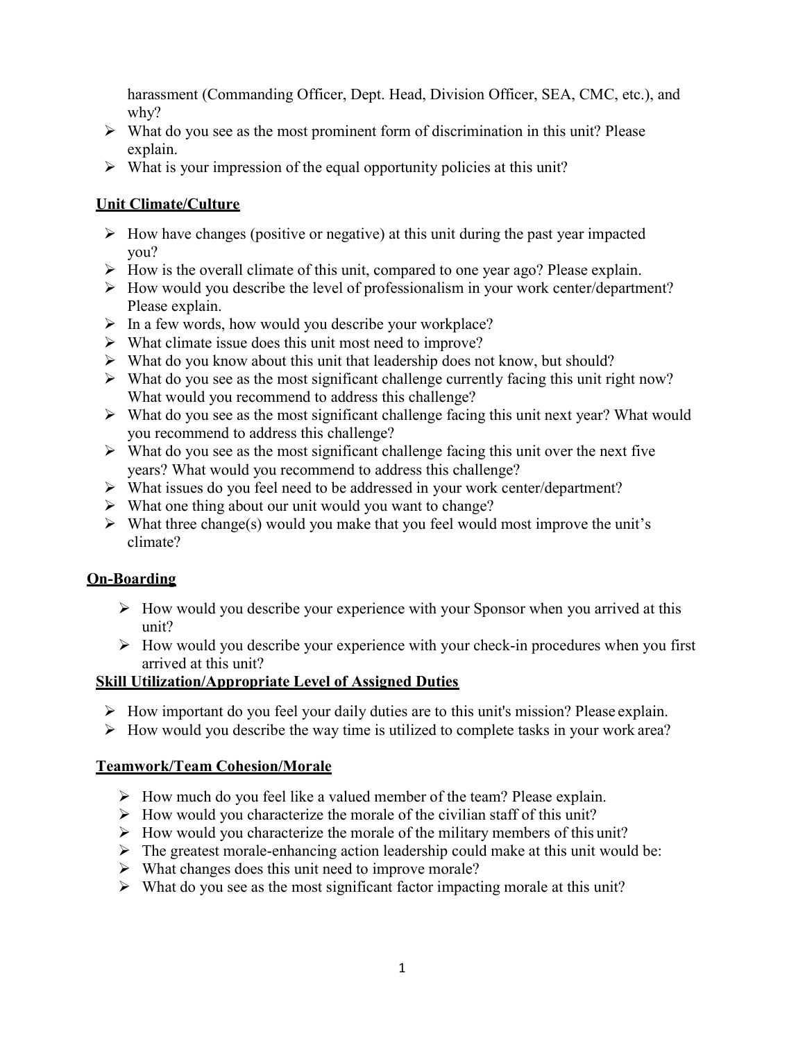harassment (Commanding Officer, Dept. Head, Division Officer, SEA, CMC, etc.), and why?

- What do you see as the most prominent form of discrimination in this unit? Please explain.
- What is your impression of the equal opportunity policies at this unit?

**Unit Climate/Culture**

- How have changes (positive or negative) at this unit during the past year impacted you?
- How is the overall climate of this unit, compared to one year ago? Please explain.
- How would you describe the level of professionalism in your work center/department? Please explain.
- In a few words, how would you describe your workplace?
- What climate issue does this unit most need to improve?
- What do you know about this unit that leadership does not know, but should?
- What do you see as the most significant challenge currently facing this unit right now? What would you recommend to address this challenge?
- What do you see as the most significant challenge facing this unit next year? What would you recommend to address this challenge?
- What do you see as the most significant challenge facing this unit over the next five years? What would you recommend to address this challenge?
- What issues do you feel need to be addressed in your work center/department?
- What one thing about our unit would you want to change?
- What three change(s) would you make that you feel would most improve the unit's climate?

**On-Boarding**

- How would you describe your experience with your Sponsor when you arrived at this unit?
- How would you describe your experience with your check-in procedures when you first arrived at this unit?

**Skill Utilization/Appropriate Level of Assigned Duties**

- How important do you feel your daily duties are to this unit's mission? Please explain.
- How would you describe the way time is utilized to complete tasks in your work area?

**Teamwork/Team Cohesion/Morale**

- How much do you feel like a valued member of the team? Please explain.
- How would you characterize the morale of the civilian staff of this unit?
- How would you characterize the morale of the military members of this unit?
- The greatest morale-enhancing action leadership could make at this unit would be:
- What changes does this unit need to improve morale?
- What do you see as the most significant factor impacting morale at this unit?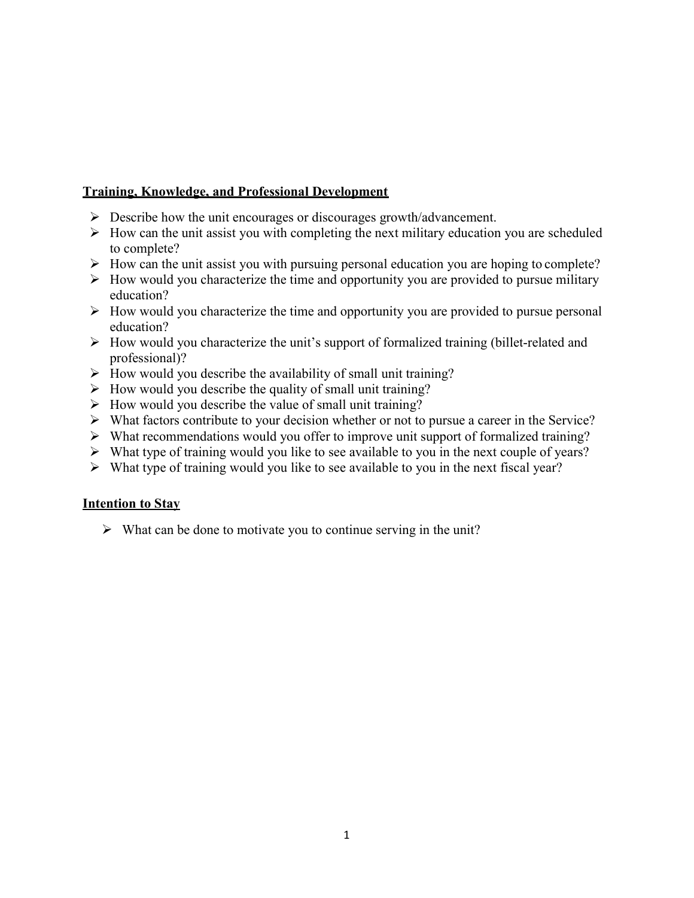**Training, Knowledge, and Professional Development**

- Describe how the unit encourages or discourages growth/advancement.
- How can the unit assist you with completing the next military education you are scheduled to complete?
- How can the unit assist you with pursuing personal education you are hoping to complete?
- How would you characterize the time and opportunity you are provided to pursue military education?
- How would you characterize the time and opportunity you are provided to pursue personal education?
- How would you characterize the unit's support of formalized training (billet-related and professional)?
- How would you describe the availability of small unit training?
- How would you describe the quality of small unit training?
- How would you describe the value of small unit training?
- What factors contribute to your decision whether or not to pursue a career in the Service?
- What recommendations would you offer to improve unit support of formalized training?
- What type of training would you like to see available to you in the next couple of years?
- What type of training would you like to see available to you in the next fiscal year?

**Intention to Stay**

- What can be done to motivate you to continue serving in the unit?